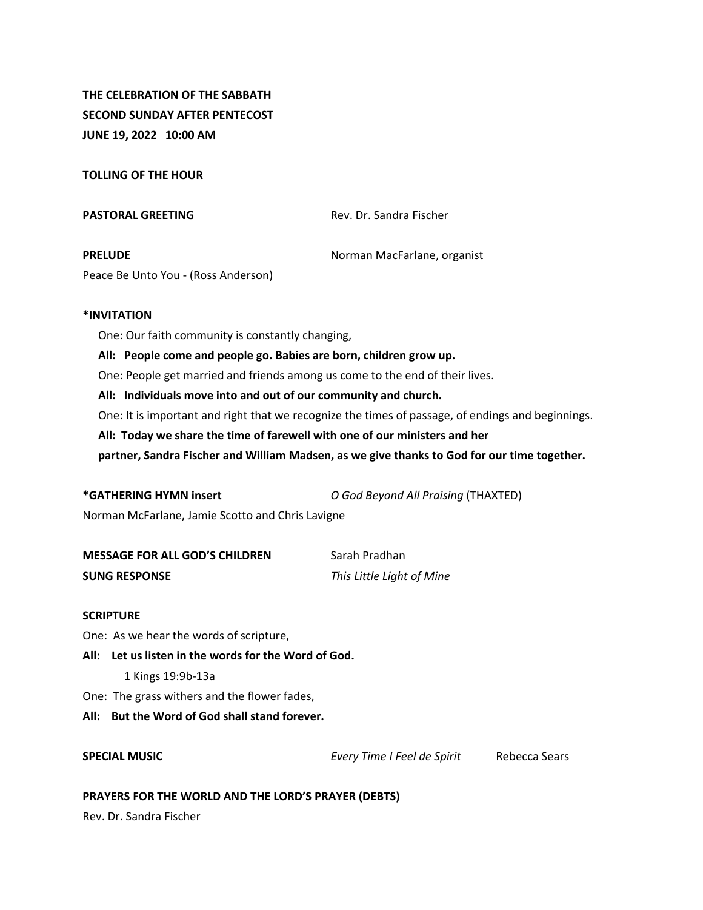**THE CELEBRATION OF THE SABBATH**
**SECOND SUNDAY AFTER PENTECOST**
**JUNE 19, 2022 10:00 AM**

**TOLLING OF THE HOUR**

**PASTORAL GREETING** Rev. Dr. Sandra Fischer

**PRELUDE** Norman MacFarlane, organist
Peace Be Unto You - (Ross Anderson)

**\*INVITATION**

One: Our faith community is constantly changing,

**All: People come and people go. Babies are born, children grow up.**

One: People get married and friends among us come to the end of their lives.

**All: Individuals move into and out of our community and church.**

One: It is important and right that we recognize the times of passage, of endings and beginnings.

**All: Today we share the time of farewell with one of our ministers and her partner, Sandra Fischer and William Madsen, as we give thanks to God for our time together.**

**\*GATHERING HYMN insert** *O God Beyond All Praising* (THAXTED)
Norman McFarlane, Jamie Scotto and Chris Lavigne

**MESSAGE FOR ALL GOD'S CHILDREN** Sarah Pradhan
**SUNG RESPONSE** *This Little Light of Mine*

**SCRIPTURE**

One: As we hear the words of scripture,

**All: Let us listen in the words for the Word of God.**

1 Kings 19:9b-13a

One: The grass withers and the flower fades,

**All: But the Word of God shall stand forever.**

**SPECIAL MUSIC** *Every Time I Feel de Spirit* Rebecca Sears

**PRAYERS FOR THE WORLD AND THE LORD'S PRAYER (DEBTS)**
Rev. Dr. Sandra Fischer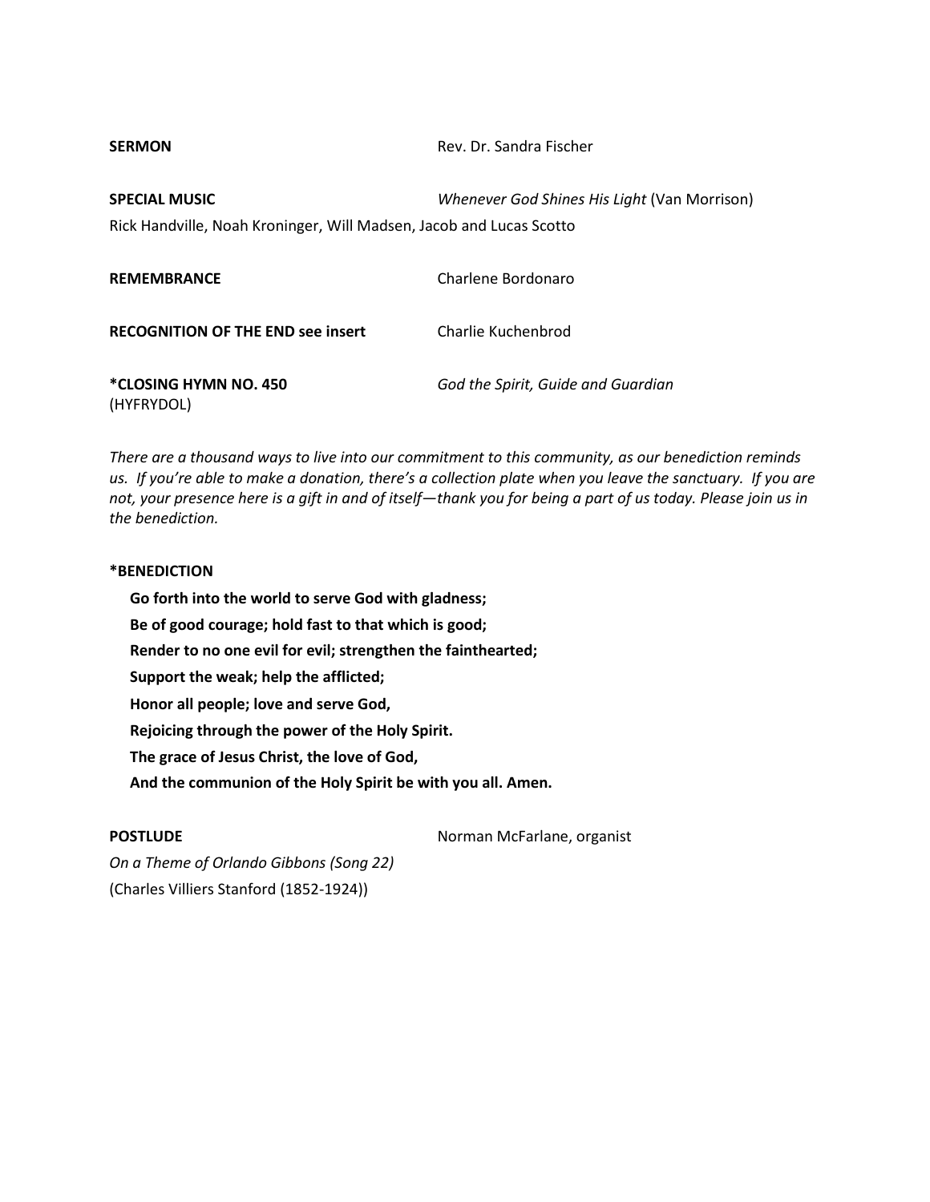**SERMON** Rev. Dr. Sandra Fischer

**SPECIAL MUSIC** *Whenever God Shines His Light* (Van Morrison)

Rick Handville, Noah Kroninger, Will Madsen, Jacob and Lucas Scotto

**REMEMBRANCE** Charlene Bordonaro

**RECOGNITION OF THE END see insert** Charlie Kuchenbrod

**\*CLOSING HYMN NO. 450** *God the Spirit, Guide and Guardian*
(HYFRYDOL)

*There are a thousand ways to live into our commitment to this community, as our benediction reminds us. If you're able to make a donation, there's a collection plate when you leave the sanctuary. If you are not, your presence here is a gift in and of itself—thank you for being a part of us today. Please join us in the benediction.*

**\*BENEDICTION**

**Go forth into the world to serve God with gladness;**
**Be of good courage; hold fast to that which is good;**
**Render to no one evil for evil; strengthen the fainthearted;**
**Support the weak; help the afflicted;**
**Honor all people; love and serve God,**
**Rejoicing through the power of the Holy Spirit.**
**The grace of Jesus Christ, the love of God,**
**And the communion of the Holy Spirit be with you all. Amen.**

**POSTLUDE** Norman McFarlane, organist

*On a Theme of Orlando Gibbons (Song 22)*
(Charles Villiers Stanford (1852-1924))